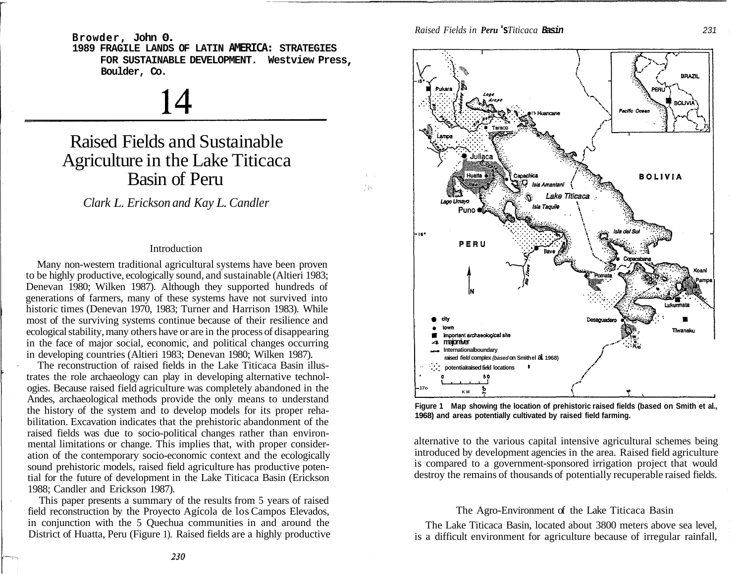Browder, John O.
1989 FRAGILE LANDS OF LATIN AMERICA: STRATEGIES FOR SUSTAINABLE DEVELOPMENT. Westview Press, Boulder, Co.

# 14

# Raised Fields and Sustainable Agriculture in the Lake Titicaca Basin of Peru

*Clark L. Erickson and Kay L. Candler*

## Introduction

Many non-western traditional agricultural systems have been proven to be highly productive, ecologically sound, and sustainable (Altieri 1983; Denevan 1980; Wilken 1987). Although they supported hundreds of generations of farmers, many of these systems have not survived into historic times (Denevan 1970, 1983; Turner and Harrison 1983). While most of the surviving systems continue because of their resilience and ecological stability, many others have or are in the process of disappearing in the face of major social, economic, and political changes occurring in developing countries (Altieri 1983; Denevan 1980; Wilken 1987).

The reconstruction of raised fields in the Lake Titicaca Basin illustrates the role archaeology can play in developing alternative technologies. Because raised field agriculture was completely abandoned in the Andes, archaeological methods provide the only means to understand the history of the system and to develop models for its proper rehabilitation. Excavation indicates that the prehistoric abandonment of the raised fields was due to socio-political changes rather than environmental limitations or change. This implies that, with proper consideration of the contemporary socio-economic context and the ecologically sound prehistoric models, raised field agriculture has productive potential for the future of development in the Lake Titicaca Basin (Erickson 1988; Candler and Erickson 1987).

This paper presents a summary of the results from 5 years of raised field reconstruction by the Proyecto Agícola de los Campos Elevados, in conjunction with the 5 Quechua communities in and around the District of Huatta, Peru (Figure 1). Raised fields are a highly productive alternative to the various capital intensive agricultural schemes being introduced by development agencies in the area. Raised field agriculture is compared to a government-sponsored irrigation project that would destroy the remains of thousands of potentially recuperable raised fields.

**Figure 1 Map showing the location of prehistoric raised fields (based on Smith et al., 1968) and areas potentially cultivated by raised field farming.**

## The Agro-Environment of the Lake Titicaca Basin

The Lake Titicaca Basin, located about 3800 meters above sea level, is a difficult environment for agriculture because of irregular rainfall,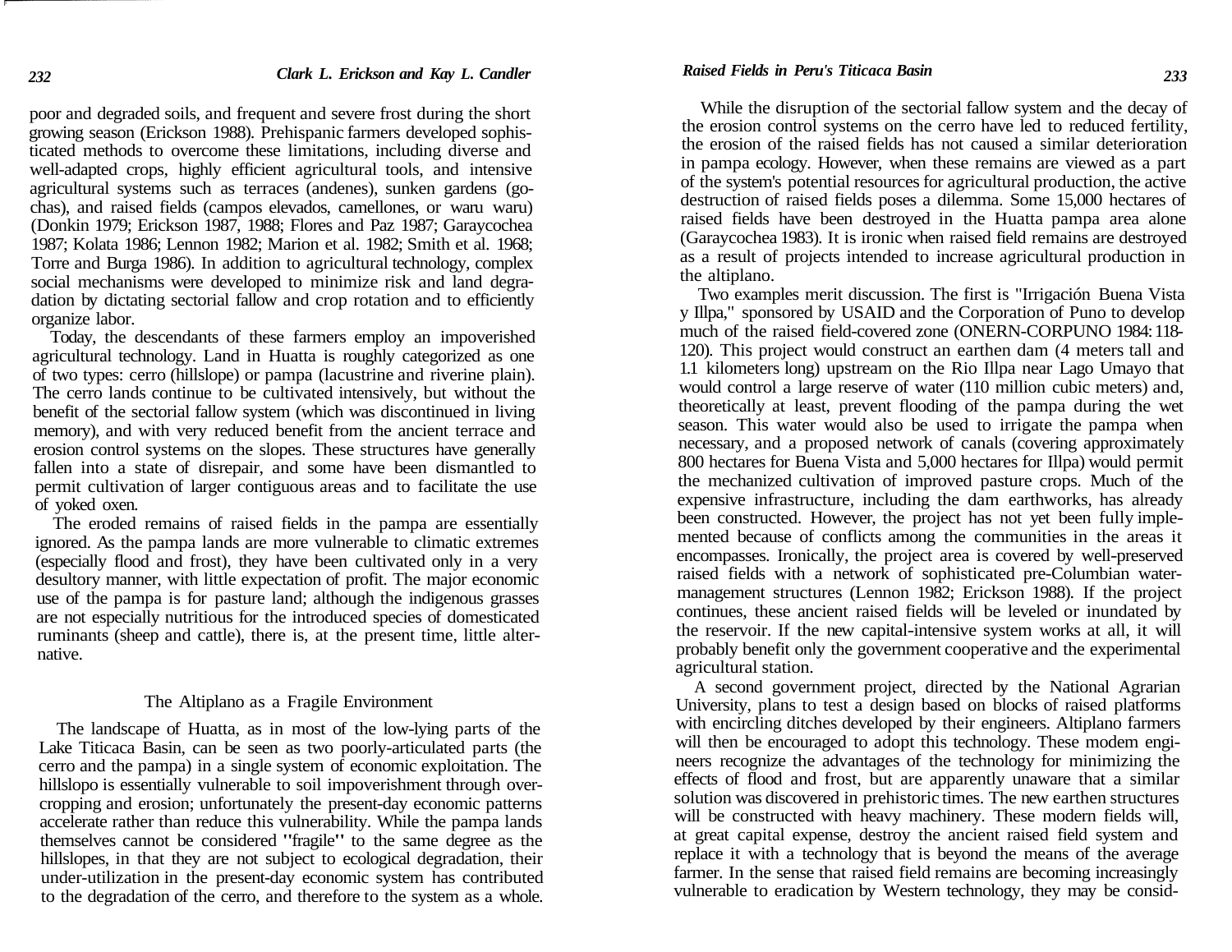poor and degraded soils, and frequent and severe frost during the short growing season (Erickson 1988). Prehispanic farmers developed sophisticated methods to overcome these limitations, including diverse and well-adapted crops, highly efficient agricultural tools, and intensive agricultural systems such as terraces (andenes), sunken gardens (gochas), and raised fields (campos elevados, camellones, or waru waru) (Donkin 1979; Erickson 1987, 1988; Flores and Paz 1987; Garaycochea 1987; Kolata 1986; Lennon 1982; Marion et al. 1982; Smith et al. 1968; Torre and Burga 1986). In addition to agricultural technology, complex social mechanisms were developed to minimize risk and land degradation by dictating sectorial fallow and crop rotation and to efficiently organize labor.

Today, the descendants of these farmers employ an impoverished agricultural technology. Land in Huatta is roughly categorized as one of two types: cerro (hillslope) or pampa (lacustrine and riverine plain). The cerro lands continue to be cultivated intensively, but without the benefit of the sectorial fallow system (which was discontinued in living memory), and with very reduced benefit from the ancient terrace and erosion control systems on the slopes. These structures have generally fallen into a state of disrepair, and some have been dismantled to permit cultivation of larger contiguous areas and to facilitate the use of yoked oxen.

The eroded remains of raised fields in the pampa are essentially ignored. As the pampa lands are more vulnerable to climatic extremes (especially flood and frost), they have been cultivated only in a very desultory manner, with little expectation of profit. The major economic use of the pampa is for pasture land; although the indigenous grasses are not especially nutritious for the introduced species of domesticated ruminants (sheep and cattle), there is, at the present time, little alternative.

## The Altiplano as a Fragile Environment

The landscape of Huatta, as in most of the low-lying parts of the Lake Titicaca Basin, can be seen as two poorly-articulated parts (the cerro and the pampa) in a single system of economic exploitation. The hillslopo is essentially vulnerable to soil impoverishment through overcropping and erosion; unfortunately the present-day economic patterns accelerate rather than reduce this vulnerability. While the pampa lands themselves cannot be considered "fragile" to the same degree as the hillslopes, in that they are not subject to ecological degradation, their under-utilization in the present-day economic system has contributed to the degradation of the cerro, and therefore to the system as a whole.

While the disruption of the sectorial fallow system and the decay of the erosion control systems on the cerro have led to reduced fertility, the erosion of the raised fields has not caused a similar deterioration in pampa ecology. However, when these remains are viewed as a part of the system's potential resources for agricultural production, the active destruction of raised fields poses a dilemma. Some 15,000 hectares of raised fields have been destroyed in the Huatta pampa area alone (Garaycochea 1983). It is ironic when raised field remains are destroyed as a result of projects intended to increase agricultural production in the altiplano.

Two examples merit discussion. The first is "Irrigación Buena Vista y Illpa," sponsored by USAID and the Corporation of Puno to develop much of the raised field-covered zone (ONERN-CORPUNO 1984: 118-120). This project would construct an earthen dam (4 meters tall and 1.1 kilometers long) upstream on the Rio Illpa near Lago Umayo that would control a large reserve of water (110 million cubic meters) and, theoretically at least, prevent flooding of the pampa during the wet season. This water would also be used to irrigate the pampa when necessary, and a proposed network of canals (covering approximately 800 hectares for Buena Vista and 5,000 hectares for Illpa) would permit the mechanized cultivation of improved pasture crops. Much of the expensive infrastructure, including the dam earthworks, has already been constructed. However, the project has not yet been fully implemented because of conflicts among the communities in the areas it encompasses. Ironically, the project area is covered by well-preserved raised fields with a network of sophisticated pre-Columbian water-management structures (Lennon 1982; Erickson 1988). If the project continues, these ancient raised fields will be leveled or inundated by the reservoir. If the new capital-intensive system works at all, it will probably benefit only the government cooperative and the experimental agricultural station.

A second government project, directed by the National Agrarian University, plans to test a design based on blocks of raised platforms with encircling ditches developed by their engineers. Altiplano farmers will then be encouraged to adopt this technology. These modem engineers recognize the advantages of the technology for minimizing the effects of flood and frost, but are apparently unaware that a similar solution was discovered in prehistoric times. The new earthen structures will be constructed with heavy machinery. These modern fields will, at great capital expense, destroy the ancient raised field system and replace it with a technology that is beyond the means of the average farmer. In the sense that raised field remains are becoming increasingly vulnerable to eradication by Western technology, they may be consid-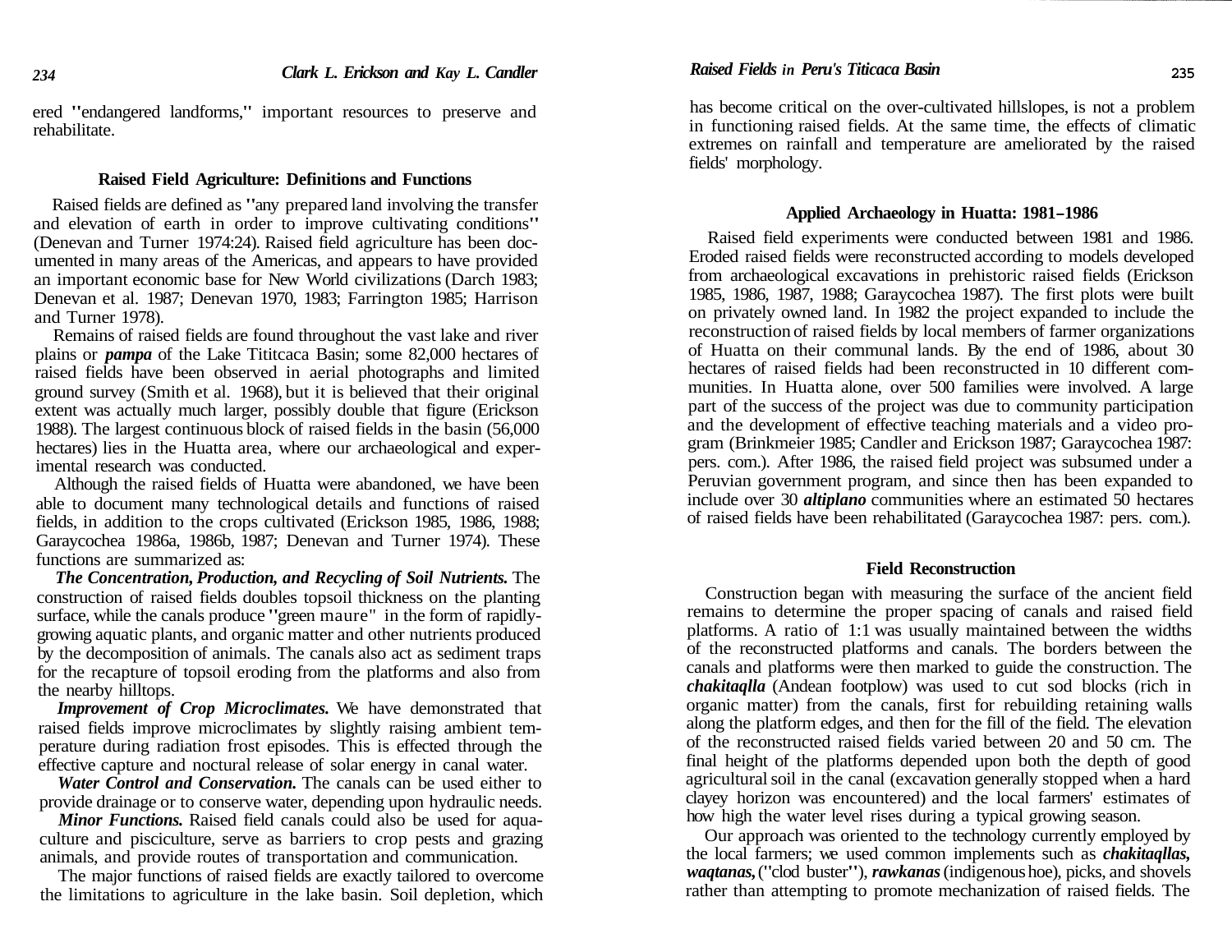ered "endangered landforms," important resources to preserve and rehabilitate.

## Raised Field Agriculture: Definitions and Functions

Raised fields are defined as "any prepared land involving the transfer and elevation of earth in order to improve cultivating conditions" (Denevan and Turner 1974:24). Raised field agriculture has been documented in many areas of the Americas, and appears to have provided an important economic base for New World civilizations (Darch 1983; Denevan et al. 1987; Denevan 1970, 1983; Farrington 1985; Harrison and Turner 1978).

Remains of raised fields are found throughout the vast lake and river plains or ***pampa*** of the Lake Tititcaca Basin; some 82,000 hectares of raised fields have been observed in aerial photographs and limited ground survey (Smith et al. 1968), but it is believed that their original extent was actually much larger, possibly double that figure (Erickson 1988). The largest continuous block of raised fields in the basin (56,000 hectares) lies in the Huatta area, where our archaeological and experimental research was conducted.

Although the raised fields of Huatta were abandoned, we have been able to document many technological details and functions of raised fields, in addition to the crops cultivated (Erickson 1985, 1986, 1988; Garaycochea 1986a, 1986b, 1987; Denevan and Turner 1974). These functions are summarized as:

***The Concentration, Production, and Recycling of Soil Nutrients.*** The construction of raised fields doubles topsoil thickness on the planting surface, while the canals produce "green maure" in the form of rapidly-growing aquatic plants, and organic matter and other nutrients produced by the decomposition of animals. The canals also act as sediment traps for the recapture of topsoil eroding from the platforms and also from the nearby hilltops.

***Improvement of Crop Microclimates.*** We have demonstrated that raised fields improve microclimates by slightly raising ambient temperature during radiation frost episodes. This is effected through the effective capture and noctural release of solar energy in canal water.

***Water Control and Conservation.*** The canals can be used either to provide drainage or to conserve water, depending upon hydraulic needs.

***Minor Functions.*** Raised field canals could also be used for aquaculture and pisciculture, serve as barriers to crop pests and grazing animals, and provide routes of transportation and communication.

The major functions of raised fields are exactly tailored to overcome the limitations to agriculture in the lake basin. Soil depletion, which has become critical on the over-cultivated hillslopes, is not a problem in functioning raised fields. At the same time, the effects of climatic extremes on rainfall and temperature are ameliorated by the raised fields' morphology.

## Applied Archaeology in Huatta: 1981–1986

Raised field experiments were conducted between 1981 and 1986. Eroded raised fields were reconstructed according to models developed from archaeological excavations in prehistoric raised fields (Erickson 1985, 1986, 1987, 1988; Garaycochea 1987). The first plots were built on privately owned land. In 1982 the project expanded to include the reconstruction of raised fields by local members of farmer organizations of Huatta on their communal lands. By the end of 1986, about 30 hectares of raised fields had been reconstructed in 10 different communities. In Huatta alone, over 500 families were involved. A large part of the success of the project was due to community participation and the development of effective teaching materials and a video program (Brinkmeier 1985; Candler and Erickson 1987; Garaycochea 1987: pers. com.). After 1986, the raised field project was subsumed under a Peruvian government program, and since then has been expanded to include over 30 ***altiplano*** communities where an estimated 50 hectares of raised fields have been rehabilitated (Garaycochea 1987: pers. com.).

## Field Reconstruction

Construction began with measuring the surface of the ancient field remains to determine the proper spacing of canals and raised field platforms. A ratio of 1:1 was usually maintained between the widths of the reconstructed platforms and canals. The borders between the canals and platforms were then marked to guide the construction. The ***chakitaqlla*** (Andean footplow) was used to cut sod blocks (rich in organic matter) from the canals, first for rebuilding retaining walls along the platform edges, and then for the fill of the field. The elevation of the reconstructed raised fields varied between 20 and 50 cm. The final height of the platforms depended upon both the depth of good agricultural soil in the canal (excavation generally stopped when a hard clayey horizon was encountered) and the local farmers' estimates of how high the water level rises during a typical growing season.

Our approach was oriented to the technology currently employed by the local farmers; we used common implements such as ***chakitaqllas, waqtanas,*** ("clod buster"), ***rawkanas*** (indigenous hoe), picks, and shovels rather than attempting to promote mechanization of raised fields. The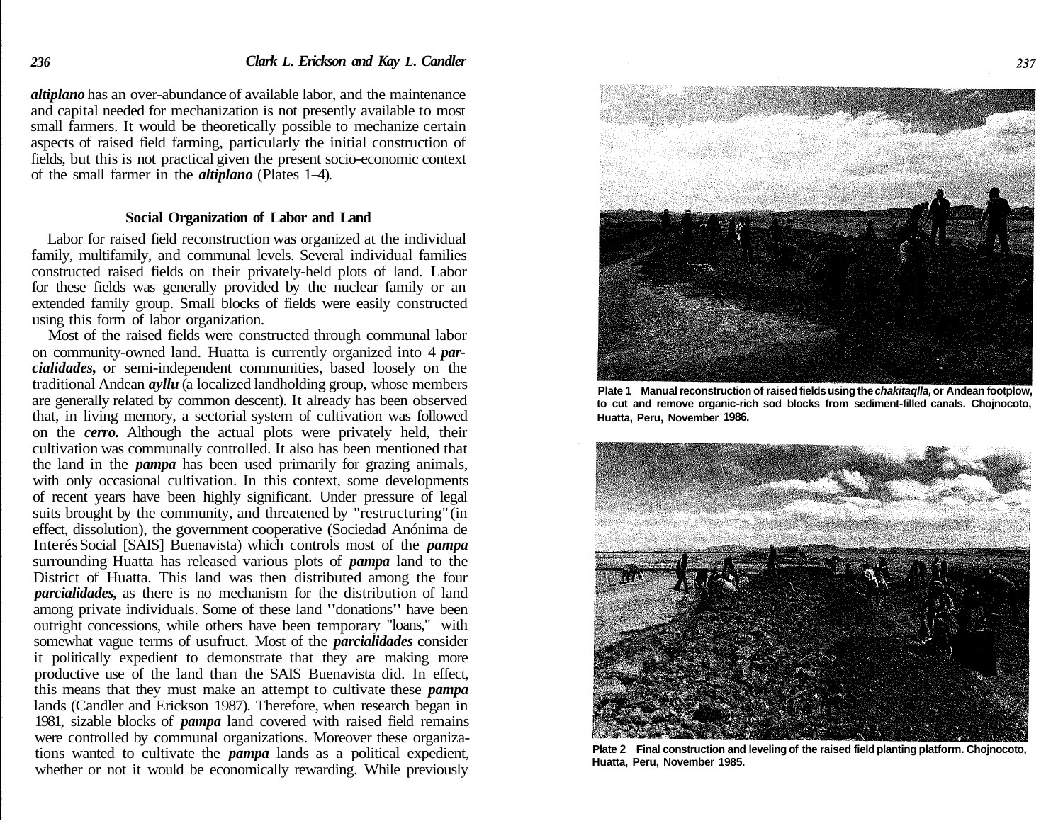*altiplano* has an over-abundance of available labor, and the maintenance and capital needed for mechanization is not presently available to most small farmers. It would be theoretically possible to mechanize certain aspects of raised field farming, particularly the initial construction of fields, but this is not practical given the present socio-economic context of the small farmer in the *altiplano* (Plates 1–4).

### Social Organization of Labor and Land

Labor for raised field reconstruction was organized at the individual family, multifamily, and communal levels. Several individual families constructed raised fields on their privately-held plots of land. Labor for these fields was generally provided by the nuclear family or an extended family group. Small blocks of fields were easily constructed using this form of labor organization.

Most of the raised fields were constructed through communal labor on community-owned land. Huatta is currently organized into 4 *parcialidades,* or semi-independent communities, based loosely on the traditional Andean *ayllu* (a localized landholding group, whose members are generally related by common descent). It already has been observed that, in living memory, a sectorial system of cultivation was followed on the *cerro.* Although the actual plots were privately held, their cultivation was communally controlled. It also has been mentioned that the land in the *pampa* has been used primarily for grazing animals, with only occasional cultivation. In this context, some developments of recent years have been highly significant. Under pressure of legal suits brought by the community, and threatened by "restructuring" (in effect, dissolution), the government cooperative (Sociedad Anónima de Interés Social [SAIS] Buenavista) which controls most of the *pampa* surrounding Huatta has released various plots of *pampa* land to the District of Huatta. This land was then distributed among the four *parcialidades,* as there is no mechanism for the distribution of land among private individuals. Some of these land "donations" have been outright concessions, while others have been temporary "loans," with somewhat vague terms of usufruct. Most of the *parcialidades* consider it politically expedient to demonstrate that they are making more productive use of the land than the SAIS Buenavista did. In effect, this means that they must make an attempt to cultivate these *pampa* lands (Candler and Erickson 1987). Therefore, when research began in 1981, sizable blocks of *pampa* land covered with raised field remains were controlled by communal organizations. Moreover these organizations wanted to cultivate the *pampa* lands as a political expedient, whether or not it would be economically rewarding. While previously

**Plate 1** Manual reconstruction of raised fields using the *chakitaqlla,* or Andean footplow, to cut and remove organic-rich sod blocks from sediment-filled canals. Chojnocoto, Huatta, Peru, November 1986.

**Plate 2** Final construction and leveling of the raised field planting platform. Chojnocoto, Huatta, Peru, November 1985.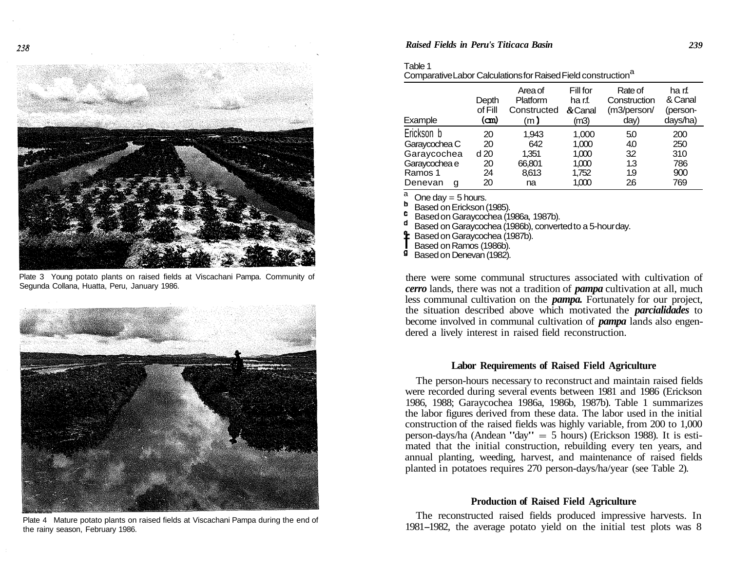Plate 3 Young potato plants on raised fields at Viscachani Pampa. Community of Segunda Collana, Huatta, Peru, January 1986.

Plate 4 Mature potato plants on raised fields at Viscachani Pampa during the end of the rainy season, February 1986.

Table 1
Comparative Labor Calculations for Raised Field construction[a]

| Example | Depth of Fill (cm) | Area of Platform Constructed (m) | Fill for ha r.f. & Canal (m3) | Rate of Construction (m3/person/day) | ha r.f. & Canal (person-days/ha) |
|---|---|---|---|---|---|
| Erickson b | 20 | 1,943 | 1,000 | 5.0 | 200 |
| Garaycochea c | 20 | 642 | 1,000 | 4.0 | 250 |
| Garaycochea d | 20 | 1,351 | 1,000 | 3.2 | 310 |
| Garaycochea e | 20 | 66,801 | 1,000 | 1.3 | 786 |
| Ramos f | 24 | 8,613 | 1,752 | 1.9 | 900 |
| Denevan g | 20 | na | 1,000 | 2.6 | 769 |

[a] One day = 5 hours.
[b] Based on Erickson (1985).
[c] Based on Garaycochea (1986a, 1987b).
[d] Based on Garaycochea (1986b), converted to a 5-hour day.
[e] Based on Garaycochea (1987b).
[f] Based on Ramos (1986b).
[g] Based on Denevan (1982).

there were some communal structures associated with cultivation of ***cerro*** lands, there was not a tradition of ***pampa*** cultivation at all, much less communal cultivation on the ***pampa.*** Fortunately for our project, the situation described above which motivated the ***parcialidades*** to become involved in communal cultivation of ***pampa*** lands also engendered a lively interest in raised field reconstruction.

## Labor Requirements of Raised Field Agriculture

The person-hours necessary to reconstruct and maintain raised fields were recorded during several events between 1981 and 1986 (Erickson 1986, 1988; Garaycochea 1986a, 1986b, 1987b). Table 1 summarizes the labor figures derived from these data. The labor used in the initial construction of the raised fields was highly variable, from 200 to 1,000 person-days/ha (Andean "day" = 5 hours) (Erickson 1988). It is estimated that the initial construction, rebuilding every ten years, and annual planting, weeding, harvest, and maintenance of raised fields planted in potatoes requires 270 person-days/ha/year (see Table 2).

## Production of Raised Field Agriculture

The reconstructed raised fields produced impressive harvests. In 1981–1982, the average potato yield on the initial test plots was 8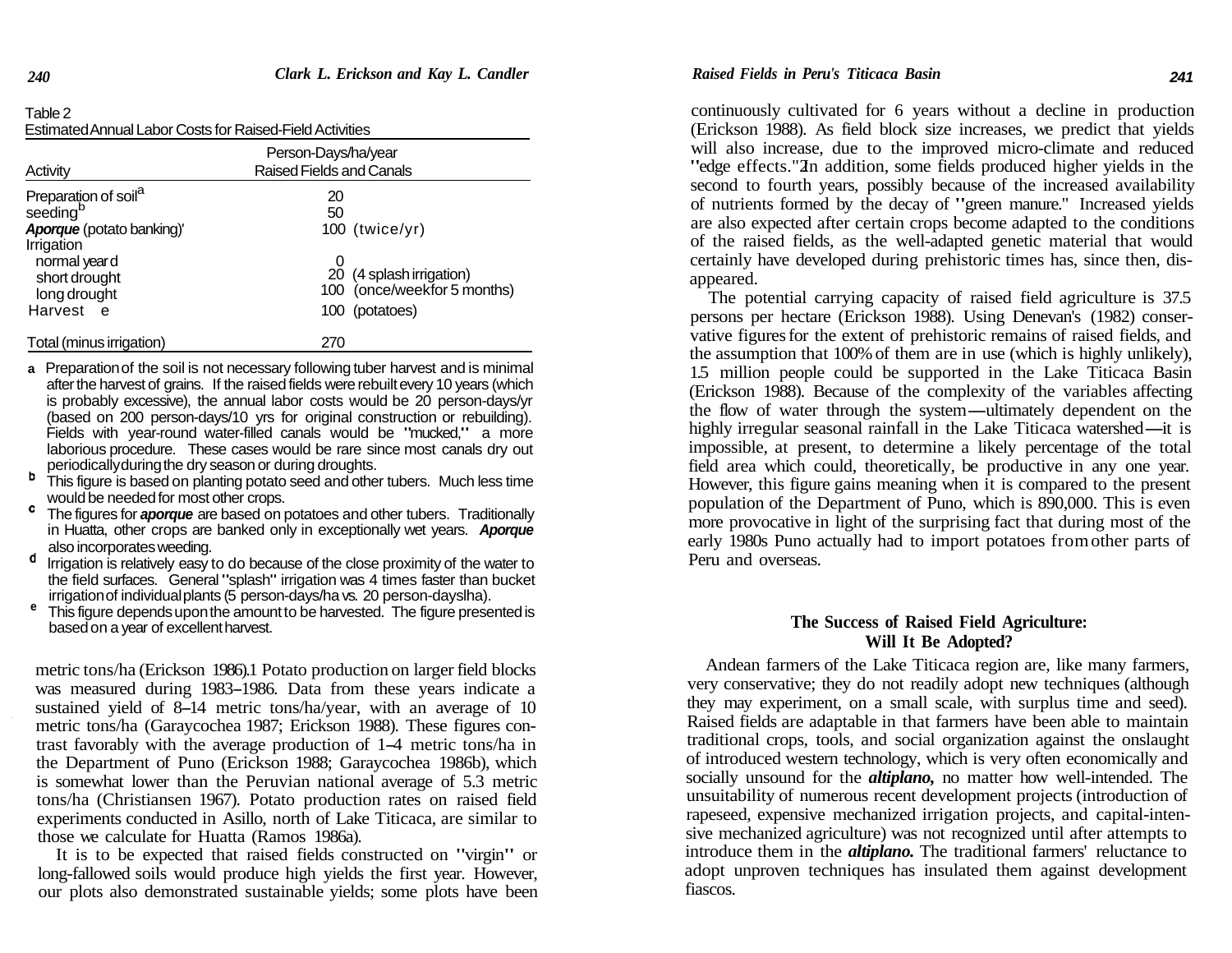Table 2
Estimated Annual Labor Costs for Raised-Field Activities

| Activity | Person-Days/ha/year Raised Fields and Canals |
|---|---|
| Preparation of soil[a] | 20 |
| seeding[b] | 50 |
| ***Aporque*** **(potato banking)**[c] | 100 (twice/yr) |
| Irrigation | |
| normal year[d] | 0 |
| short drought | 20 (4 splash irrigation) |
| long drought | 100 (once/week for 5 months) |
| Harvest[e] | 100 (potatoes) |
| Total (minus irrigation) | 270 |

[a] Preparation of the soil is not necessary following tuber harvest and is minimal after the harvest of grains. If the raised fields were rebuilt every 10 years (which is probably excessive), the annual labor costs would be 20 person-days/yr (based on 200 person-days/10 yrs for original construction or rebuilding). Fields with year-round water-filled canals would be "mucked," a more laborious procedure. These cases would be rare since most canals dry out periodically during the dry season or during droughts.

[b] This figure is based on planting potato seed and other tubers. Much less time would be needed for most other crops.

[c] The figures for ***aporque*** are based on potatoes and other tubers. Traditionally in Huatta, other crops are banked only in exceptionally wet years. ***Aporque*** also incorporates weeding.

[d] Irrigation is relatively easy to do because of the close proximity of the water to the field surfaces. General "splash" irrigation was 4 times faster than bucket irrigation of individual plants (5 person-days/ha vs. 20 person-days/ha).

[e] This figure depends upon the amount to be harvested. The figure presented is based on a year of excellent harvest.

metric tons/ha (Erickson 1986).[1] Potato production on larger field blocks was measured during 1983–1986. Data from these years indicate a sustained yield of 8–14 metric tons/ha/year, with an average of 10 metric tons/ha (Garaycochea 1987; Erickson 1988). These figures contrast favorably with the average production of 1–4 metric tons/ha in the Department of Puno (Erickson 1988; Garaycochea 1986b), which is somewhat lower than the Peruvian national average of 5.3 metric tons/ha (Christiansen 1967). Potato production rates on raised field experiments conducted in Asillo, north of Lake Titicaca, are similar to those we calculate for Huatta (Ramos 1986a).

It is to be expected that raised fields constructed on "virgin" or long-fallowed soils would produce high yields the first year. However, our plots also demonstrated sustainable yields; some plots have been continuously cultivated for 6 years without a decline in production (Erickson 1988). As field block size increases, we predict that yields will also increase, due to the improved micro-climate and reduced "edge effects."[2] In addition, some fields produced higher yields in the second to fourth years, possibly because of the increased availability of nutrients formed by the decay of "green manure." Increased yields are also expected after certain crops become adapted to the conditions of the raised fields, as the well-adapted genetic material that would certainly have developed during prehistoric times has, since then, disappeared.

The potential carrying capacity of raised field agriculture is 37.5 persons per hectare (Erickson 1988). Using Denevan's (1982) conservative figures for the extent of prehistoric remains of raised fields, and the assumption that 100% of them are in use (which is highly unlikely), 1.5 million people could be supported in the Lake Titicaca Basin (Erickson 1988). Because of the complexity of the variables affecting the flow of water through the system—ultimately dependent on the highly irregular seasonal rainfall in the Lake Titicaca watershed—it is impossible, at present, to determine a likely percentage of the total field area which could, theoretically, be productive in any one year. However, this figure gains meaning when it is compared to the present population of the Department of Puno, which is 890,000. This is even more provocative in light of the surprising fact that during most of the early 1980s Puno actually had to import potatoes from other parts of Peru and overseas.

## The Success of Raised Field Agriculture: Will It Be Adopted?

Andean farmers of the Lake Titicaca region are, like many farmers, very conservative; they do not readily adopt new techniques (although they may experiment, on a small scale, with surplus time and seed). Raised fields are adaptable in that farmers have been able to maintain traditional crops, tools, and social organization against the onslaught of introduced western technology, which is very often economically and socially unsound for the ***altiplano,*** no matter how well-intended. The unsuitability of numerous recent development projects (introduction of rapeseed, expensive mechanized irrigation projects, and capital-intensive mechanized agriculture) was not recognized until after attempts to introduce them in the ***altiplano.*** The traditional farmers' reluctance to adopt unproven techniques has insulated them against development fiascos.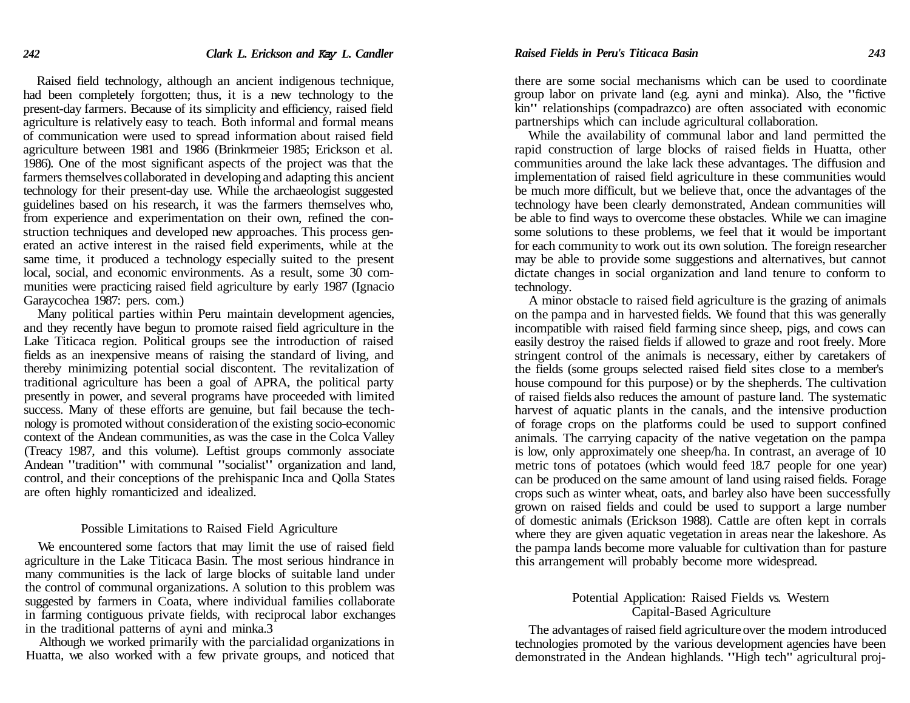Raised field technology, although an ancient indigenous technique, had been completely forgotten; thus, it is a new technology to the present-day farmers. Because of its simplicity and efficiency, raised field agriculture is relatively easy to teach. Both informal and formal means of communication were used to spread information about raised field agriculture between 1981 and 1986 (Brinkrmeier 1985; Erickson et al. 1986). One of the most significant aspects of the project was that the farmers themselves collaborated in developing and adapting this ancient technology for their present-day use. While the archaeologist suggested guidelines based on his research, it was the farmers themselves who, from experience and experimentation on their own, refined the construction techniques and developed new approaches. This process generated an active interest in the raised field experiments, while at the same time, it produced a technology especially suited to the present local, social, and economic environments. As a result, some 30 communities were practicing raised field agriculture by early 1987 (Ignacio Garaycochea 1987: pers. com.)

Many political parties within Peru maintain development agencies, and they recently have begun to promote raised field agriculture in the Lake Titicaca region. Political groups see the introduction of raised fields as an inexpensive means of raising the standard of living, and thereby minimizing potential social discontent. The revitalization of traditional agriculture has been a goal of APRA, the political party presently in power, and several programs have proceeded with limited success. Many of these efforts are genuine, but fail because the technology is promoted without consideration of the existing socio-economic context of the Andean communities, as was the case in the Colca Valley (Treacy 1987, and this volume). Leftist groups commonly associate Andean "tradition" with communal "socialist" organization and land, control, and their conceptions of the prehispanic Inca and Qolla States are often highly romanticized and idealized.

## Possible Limitations to Raised Field Agriculture

We encountered some factors that may limit the use of raised field agriculture in the Lake Titicaca Basin. The most serious hindrance in many communities is the lack of large blocks of suitable land under the control of communal organizations. A solution to this problem was suggested by farmers in Coata, where individual families collaborate in farming contiguous private fields, with reciprocal labor exchanges in the traditional patterns of ayni and minka.3

Although we worked primarily with the parcialidad organizations in Huatta, we also worked with a few private groups, and noticed that there are some social mechanisms which can be used to coordinate group labor on private land (e.g. ayni and minka). Also, the "fictive kin" relationships (compadrazco) are often associated with economic partnerships which can include agricultural collaboration.

While the availability of communal labor and land permitted the rapid construction of large blocks of raised fields in Huatta, other communities around the lake lack these advantages. The diffusion and implementation of raised field agriculture in these communities would be much more difficult, but we believe that, once the advantages of the technology have been clearly demonstrated, Andean communities will be able to find ways to overcome these obstacles. While we can imagine some solutions to these problems, we feel that it would be important for each community to work out its own solution. The foreign researcher may be able to provide some suggestions and alternatives, but cannot dictate changes in social organization and land tenure to conform to technology.

A minor obstacle to raised field agriculture is the grazing of animals on the pampa and in harvested fields. We found that this was generally incompatible with raised field farming since sheep, pigs, and cows can easily destroy the raised fields if allowed to graze and root freely. More stringent control of the animals is necessary, either by caretakers of the fields (some groups selected raised field sites close to a member's house compound for this purpose) or by the shepherds. The cultivation of raised fields also reduces the amount of pasture land. The systematic harvest of aquatic plants in the canals, and the intensive production of forage crops on the platforms could be used to support confined animals. The carrying capacity of the native vegetation on the pampa is low, only approximately one sheep/ha. In contrast, an average of 10 metric tons of potatoes (which would feed 18.7 people for one year) can be produced on the same amount of land using raised fields. Forage crops such as winter wheat, oats, and barley also have been successfully grown on raised fields and could be used to support a large number of domestic animals (Erickson 1988). Cattle are often kept in corrals where they are given aquatic vegetation in areas near the lakeshore. As the pampa lands become more valuable for cultivation than for pasture this arrangement will probably become more widespread.

## Potential Application: Raised Fields vs. Western Capital-Based Agriculture

The advantages of raised field agriculture over the modem introduced technologies promoted by the various development agencies have been demonstrated in the Andean highlands. "High tech" agricultural proj-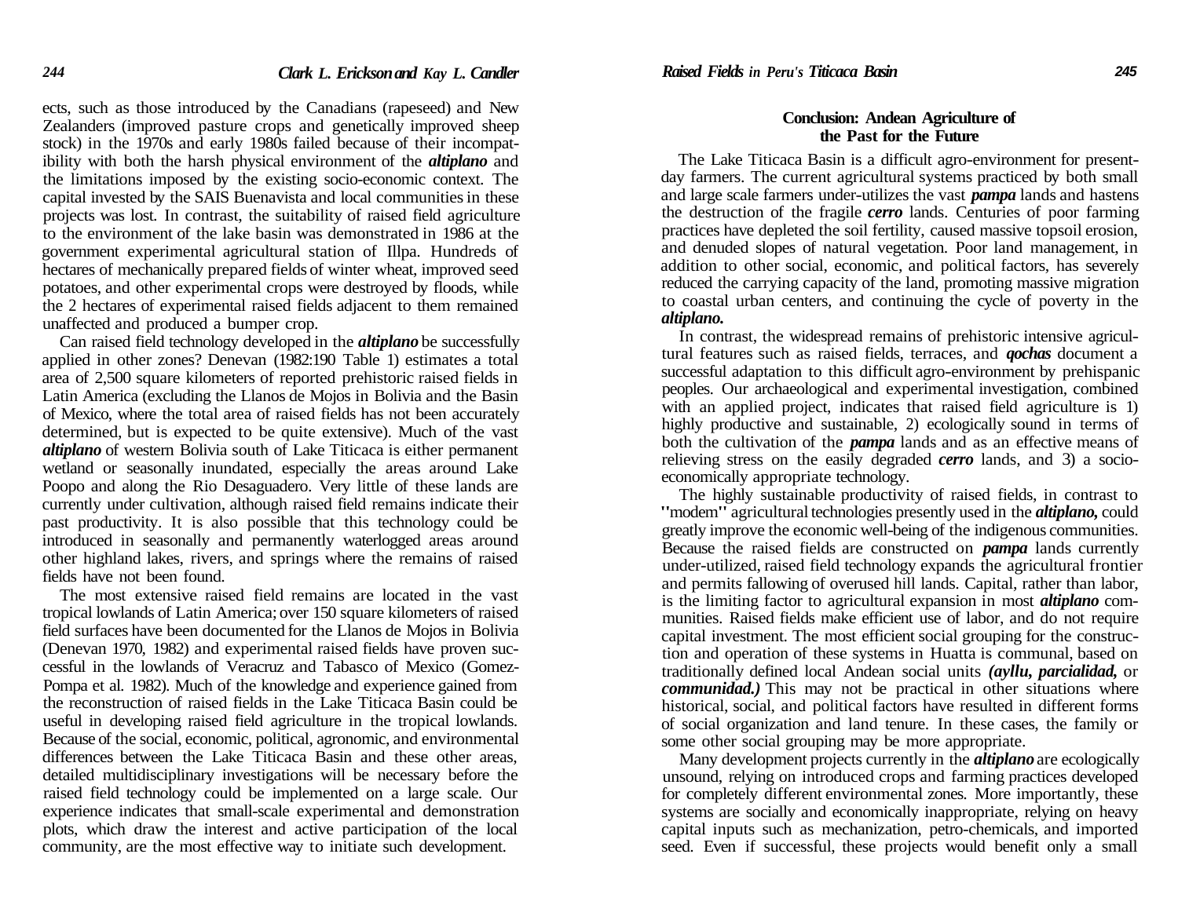ects, such as those introduced by the Canadians (rapeseed) and New Zealanders (improved pasture crops and genetically improved sheep stock) in the 1970s and early 1980s failed because of their incompatibility with both the harsh physical environment of the ***altiplano*** and the limitations imposed by the existing socio-economic context. The capital invested by the SAIS Buenavista and local communities in these projects was lost. In contrast, the suitability of raised field agriculture to the environment of the lake basin was demonstrated in 1986 at the government experimental agricultural station of Illpa. Hundreds of hectares of mechanically prepared fields of winter wheat, improved seed potatoes, and other experimental crops were destroyed by floods, while the 2 hectares of experimental raised fields adjacent to them remained unaffected and produced a bumper crop.

Can raised field technology developed in the ***altiplano*** be successfully applied in other zones? Denevan (1982:190 Table 1) estimates a total area of 2,500 square kilometers of reported prehistoric raised fields in Latin America (excluding the Llanos de Mojos in Bolivia and the Basin of Mexico, where the total area of raised fields has not been accurately determined, but is expected to be quite extensive). Much of the vast ***altiplano*** of western Bolivia south of Lake Titicaca is either permanent wetland or seasonally inundated, especially the areas around Lake Poopo and along the Rio Desaguadero. Very little of these lands are currently under cultivation, although raised field remains indicate their past productivity. It is also possible that this technology could be introduced in seasonally and permanently waterlogged areas around other highland lakes, rivers, and springs where the remains of raised fields have not been found.

The most extensive raised field remains are located in the vast tropical lowlands of Latin America; over 150 square kilometers of raised field surfaces have been documented for the Llanos de Mojos in Bolivia (Denevan 1970, 1982) and experimental raised fields have proven successful in the lowlands of Veracruz and Tabasco of Mexico (Gomez-Pompa et al. 1982). Much of the knowledge and experience gained from the reconstruction of raised fields in the Lake Titicaca Basin could be useful in developing raised field agriculture in the tropical lowlands. Because of the social, economic, political, agronomic, and environmental differences between the Lake Titicaca Basin and these other areas, detailed multidisciplinary investigations will be necessary before the raised field technology could be implemented on a large scale. Our experience indicates that small-scale experimental and demonstration plots, which draw the interest and active participation of the local community, are the most effective way to initiate such development.

## Conclusion: Andean Agriculture of the Past for the Future

The Lake Titicaca Basin is a difficult agro-environment for present-day farmers. The current agricultural systems practiced by both small and large scale farmers under-utilizes the vast ***pampa*** lands and hastens the destruction of the fragile ***cerro*** lands. Centuries of poor farming practices have depleted the soil fertility, caused massive topsoil erosion, and denuded slopes of natural vegetation. Poor land management, in addition to other social, economic, and political factors, has severely reduced the carrying capacity of the land, promoting massive migration to coastal urban centers, and continuing the cycle of poverty in the ***altiplano.***

In contrast, the widespread remains of prehistoric intensive agricultural features such as raised fields, terraces, and ***qochas*** document a successful adaptation to this difficult agro-environment by prehispanic peoples. Our archaeological and experimental investigation, combined with an applied project, indicates that raised field agriculture is 1) highly productive and sustainable, 2) ecologically sound in terms of both the cultivation of the ***pampa*** lands and as an effective means of relieving stress on the easily degraded ***cerro*** lands, and 3) a socio-economically appropriate technology.

The highly sustainable productivity of raised fields, in contrast to "modem" agricultural technologies presently used in the ***altiplano,*** could greatly improve the economic well-being of the indigenous communities. Because the raised fields are constructed on ***pampa*** lands currently under-utilized, raised field technology expands the agricultural frontier and permits fallowing of overused hill lands. Capital, rather than labor, is the limiting factor to agricultural expansion in most ***altiplano*** communities. Raised fields make efficient use of labor, and do not require capital investment. The most efficient social grouping for the construction and operation of these systems in Huatta is communal, based on traditionally defined local Andean social units ***(ayllu, parcialidad,*** or ***communidad.)*** This may not be practical in other situations where historical, social, and political factors have resulted in different forms of social organization and land tenure. In these cases, the family or some other social grouping may be more appropriate.

Many development projects currently in the ***altiplano*** are ecologically unsound, relying on introduced crops and farming practices developed for completely different environmental zones. More importantly, these systems are socially and economically inappropriate, relying on heavy capital inputs such as mechanization, petro-chemicals, and imported seed. Even if successful, these projects would benefit only a small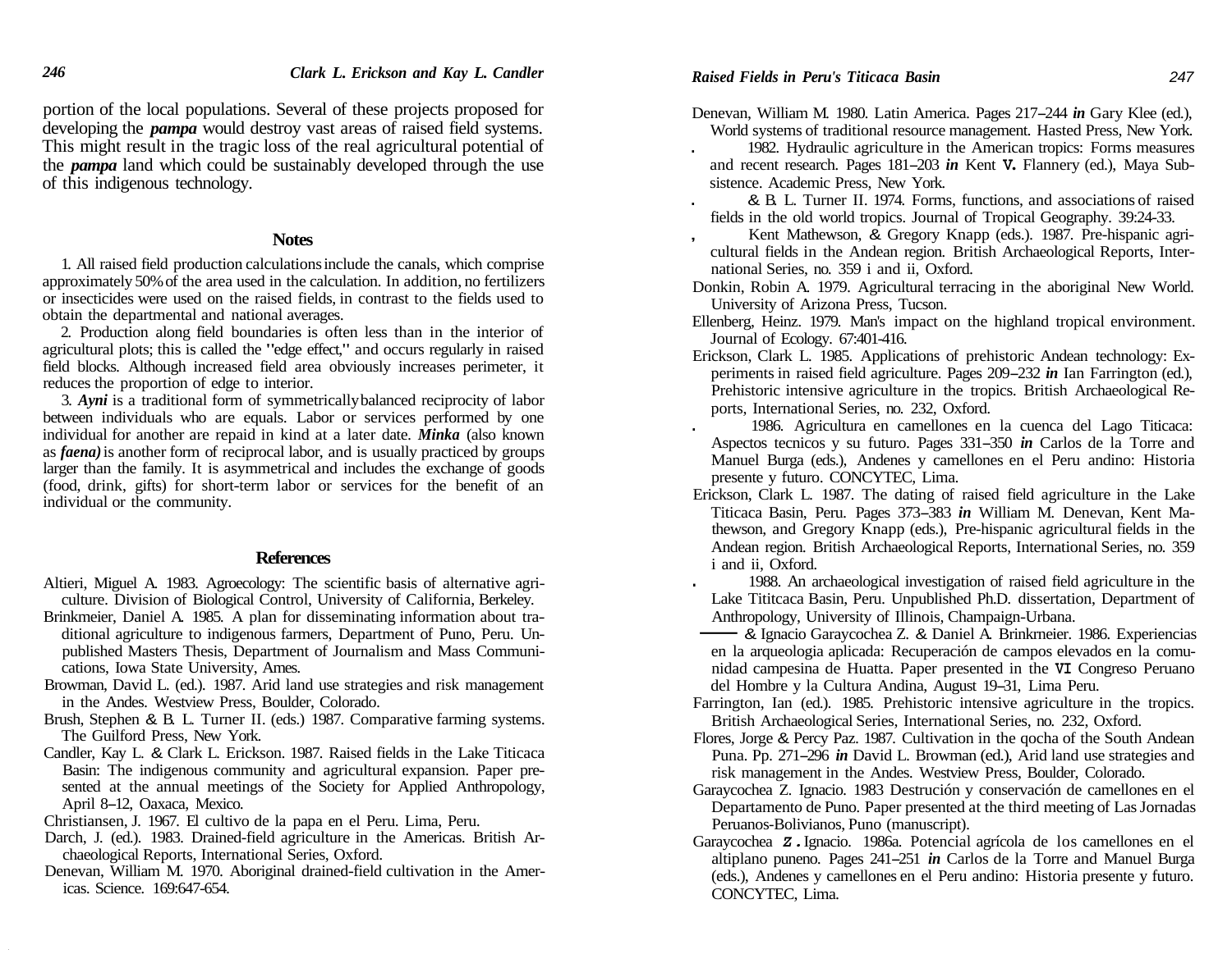portion of the local populations. Several of these projects proposed for developing the ***pampa*** would destroy vast areas of raised field systems. This might result in the tragic loss of the real agricultural potential of the ***pampa*** land which could be sustainably developed through the use of this indigenous technology.

## Notes

1. All raised field production calculations include the canals, which comprise approximately 50% of the area used in the calculation. In addition, no fertilizers or insecticides were used on the raised fields, in contrast to the fields used to obtain the departmental and national averages.

2. Production along field boundaries is often less than in the interior of agricultural plots; this is called the "edge effect," and occurs regularly in raised field blocks. Although increased field area obviously increases perimeter, it reduces the proportion of edge to interior.

3. ***Ayni*** is a traditional form of symmetrically balanced reciprocity of labor between individuals who are equals. Labor or services performed by one individual for another are repaid in kind at a later date. ***Minka*** (also known as ***faena)*** is another form of reciprocal labor, and is usually practiced by groups larger than the family. It is asymmetrical and includes the exchange of goods (food, drink, gifts) for short-term labor or services for the benefit of an individual or the community.

## References

Altieri, Miguel A. 1983. Agroecology: The scientific basis of alternative agriculture. Division of Biological Control, University of California, Berkeley.

Brinkmeier, Daniel A. 1985. A plan for disseminating information about traditional agriculture to indigenous farmers, Department of Puno, Peru. Unpublished Masters Thesis, Department of Journalism and Mass Communications, Iowa State University, Ames.

Browman, David L. (ed.). 1987. Arid land use strategies and risk management in the Andes. Westview Press, Boulder, Colorado.

Brush, Stephen & B. L. Turner II. (eds.) 1987. Comparative farming systems. The Guilford Press, New York.

Candler, Kay L. & Clark L. Erickson. 1987. Raised fields in the Lake Titicaca Basin: The indigenous community and agricultural expansion. Paper presented at the annual meetings of the Society for Applied Anthropology, April 8–12, Oaxaca, Mexico.

Christiansen, J. 1967. El cultivo de la papa en el Peru. Lima, Peru.

Darch, J. (ed.). 1983. Drained-field agriculture in the Americas. British Archaeological Reports, International Series, Oxford.

Denevan, William M. 1970. Aboriginal drained-field cultivation in the Americas. Science. 169:647-654.

Denevan, William M. 1980. Latin America. Pages 217–244 ***in*** Gary Klee (ed.), World systems of traditional resource management. Hasted Press, New York.

. 1982. Hydraulic agriculture in the American tropics: Forms measures and recent research. Pages 181–203 ***in*** Kent V. Flannery (ed.), Maya Subsistence. Academic Press, New York.

. & B. L. Turner II. 1974. Forms, functions, and associations of raised fields in the old world tropics. Journal of Tropical Geography. 39:24-33.

, Kent Mathewson, & Gregory Knapp (eds.). 1987. Pre-hispanic agricultural fields in the Andean region. British Archaeological Reports, International Series, no. 359 i and ii, Oxford.

Donkin, Robin A. 1979. Agricultural terracing in the aboriginal New World. University of Arizona Press, Tucson.

Ellenberg, Heinz. 1979. Man's impact on the highland tropical environment. Journal of Ecology. 67:401-416.

Erickson, Clark L. 1985. Applications of prehistoric Andean technology: Experiments in raised field agriculture. Pages 209–232 ***in*** Ian Farrington (ed.), Prehistoric intensive agriculture in the tropics. British Archaeological Reports, International Series, no. 232, Oxford.

. 1986. Agricultura en camellones en la cuenca del Lago Titicaca: Aspectos tecnicos y su futuro. Pages 331–350 ***in*** Carlos de la Torre and Manuel Burga (eds.), Andenes y camellones en el Peru andino: Historia presente y futuro. CONCYTEC, Lima.

Erickson, Clark L. 1987. The dating of raised field agriculture in the Lake Titicaca Basin, Peru. Pages 373–383 ***in*** William M. Denevan, Kent Mathewson, and Gregory Knapp (eds.), Pre-hispanic agricultural fields in the Andean region. British Archaeological Reports, International Series, no. 359 i and ii, Oxford.

. 1988. An archaeological investigation of raised field agriculture in the Lake Tititcaca Basin, Peru. Unpublished Ph.D. dissertation, Department of Anthropology, University of Illinois, Champaign-Urbana.

——— & Ignacio Garaycochea Z. & Daniel A. Brinkrneier. 1986. Experiencias en la arqueologia aplicada: Recuperación de campos elevados en la comunidad campesina de Huatta. Paper presented in the VI Congreso Peruano del Hombre y la Cultura Andina, August 19–31, Lima Peru.

Farrington, Ian (ed.). 1985. Prehistoric intensive agriculture in the tropics. British Archaeological Series, International Series, no. 232, Oxford.

Flores, Jorge & Percy Paz. 1987. Cultivation in the qocha of the South Andean Puna. Pp. 271–296 ***in*** David L. Browman (ed.), Arid land use strategies and risk management in the Andes. Westview Press, Boulder, Colorado.

Garaycochea Z. Ignacio. 1983 Destrución y conservación de camellones en el Departamento de Puno. Paper presented at the third meeting of Las Jornadas Peruanos-Bolivianos, Puno (manuscript).

Garaycochea Z. Ignacio. 1986a. Potencial agrícola de los camellones en el altiplano puneno. Pages 241–251 ***in*** Carlos de la Torre and Manuel Burga (eds.), Andenes y camellones en el Peru andino: Historia presente y futuro. CONCYTEC, Lima.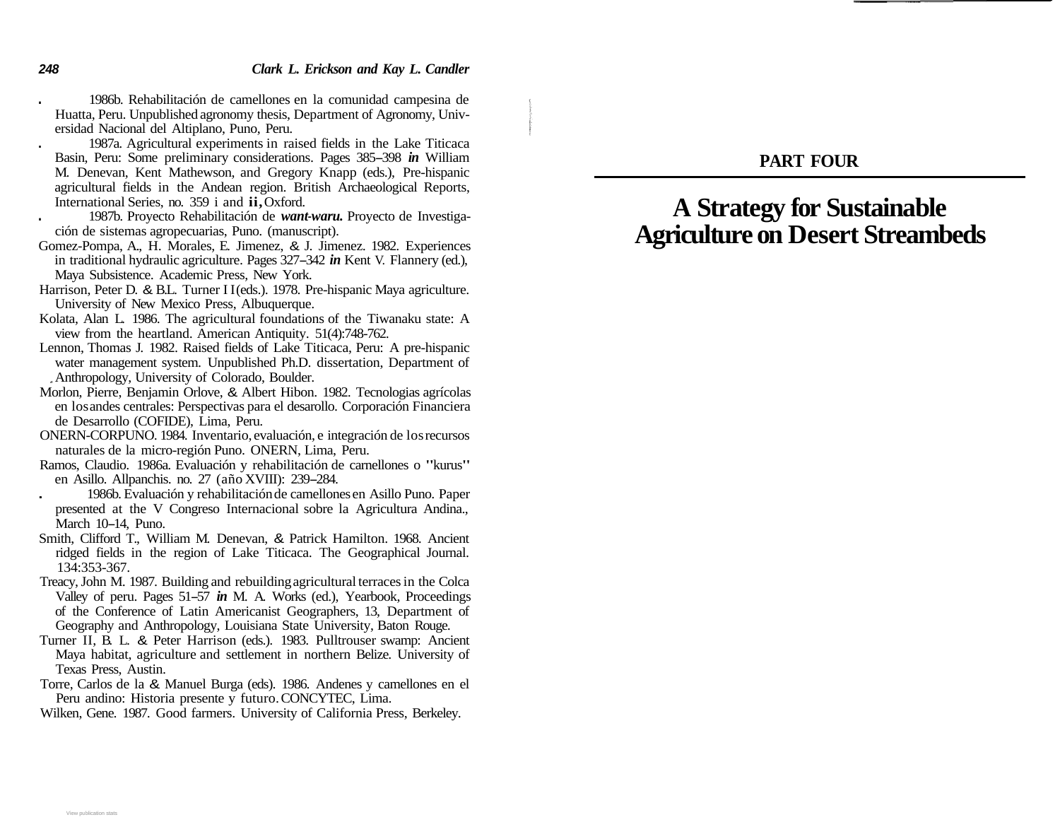. 1986b. Rehabilitación de camellones en la comunidad campesina de Huatta, Peru. Unpublished agronomy thesis, Department of Agronomy, Universidad Nacional del Altiplano, Puno, Peru.

. 1987a. Agricultural experiments in raised fields in the Lake Titicaca Basin, Peru: Some preliminary considerations. Pages 385–398 ***in*** William M. Denevan, Kent Mathewson, and Gregory Knapp (eds.), Pre-hispanic agricultural fields in the Andean region. British Archaeological Reports, International Series, no. 359 i and **ii**, Oxford.

. 1987b. Proyecto Rehabilitación de ***want-waru.*** Proyecto de Investigación de sistemas agropecuarias, Puno. (manuscript).

Gomez-Pompa, A., H. Morales, E. Jimenez, & J. Jimenez. 1982. Experiences in traditional hydraulic agriculture. Pages 327–342 ***in*** Kent V. Flannery (ed.), Maya Subsistence. Academic Press, New York.

Harrison, Peter D. & B.L. Turner I I (eds.). 1978. Pre-hispanic Maya agriculture. University of New Mexico Press, Albuquerque.

Kolata, Alan L. 1986. The agricultural foundations of the Tiwanaku state: A view from the heartland. American Antiquity. 51(4):748-762.

Lennon, Thomas J. 1982. Raised fields of Lake Titicaca, Peru: A pre-hispanic water management system. Unpublished Ph.D. dissertation, Department of Anthropology, University of Colorado, Boulder.

Morlon, Pierre, Benjamin Orlove, & Albert Hibon. 1982. Tecnologias agrícolas en los andes centrales: Perspectivas para el desarollo. Corporación Financiera de Desarrollo (COFIDE), Lima, Peru.

ONERN-CORPUNO. 1984. Inventario, evaluación, e integración de los recursos naturales de la micro-región Puno. ONERN, Lima, Peru.

Ramos, Claudio. 1986a. Evaluación y rehabilitación de carnellones o "kurus" en Asillo. Allpanchis. no. 27 (año XVIII): 239–284.

. 1986b. Evaluación y rehabilitación de camellones en Asillo Puno. Paper presented at the V Congreso Internacional sobre la Agricultura Andina., March 10–14, Puno.

Smith, Clifford T., William M. Denevan, & Patrick Hamilton. 1968. Ancient ridged fields in the region of Lake Titicaca. The Geographical Journal. 134:353-367.

Treacy, John M. 1987. Building and rebuilding agricultural terraces in the Colca Valley of peru. Pages 51–57 ***in*** M. A. Works (ed.), Yearbook, Proceedings of the Conference of Latin Americanist Geographers, 13, Department of Geography and Anthropology, Louisiana State University, Baton Rouge.

Turner II, B. L. & Peter Harrison (eds.). 1983. Pulltrouser swamp: Ancient Maya habitat, agriculture and settlement in northern Belize. University of Texas Press, Austin.

Torre, Carlos de la & Manuel Burga (eds). 1986. Andenes y camellones en el Peru andino: Historia presente y futuro. CONCYTEC, Lima.

Wilken, Gene. 1987. Good farmers. University of California Press, Berkeley.

## PART FOUR

# A Strategy for Sustainable Agriculture on Desert Streambeds